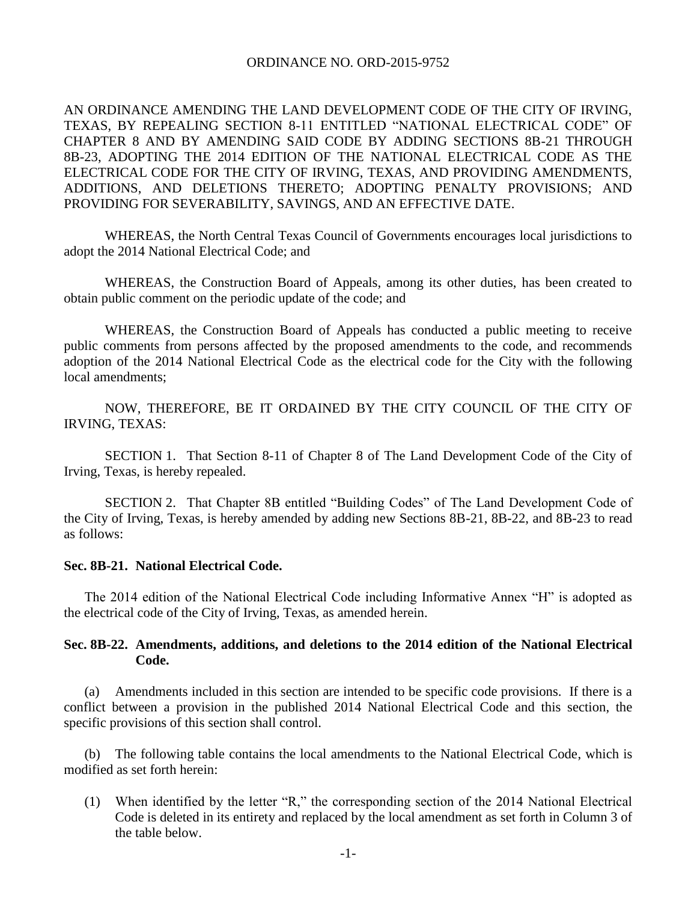ORDINANCE NO. ORD-2015-9752

AN ORDINANCE AMENDING THE LAND DEVELOPMENT CODE OF THE CITY OF IRVING, TEXAS, BY REPEALING SECTION 8-11 ENTITLED "NATIONAL ELECTRICAL CODE" OF CHAPTER 8 AND BY AMENDING SAID CODE BY ADDING SECTIONS 8B-21 THROUGH 8B-23, ADOPTING THE 2014 EDITION OF THE NATIONAL ELECTRICAL CODE AS THE ELECTRICAL CODE FOR THE CITY OF IRVING, TEXAS, AND PROVIDING AMENDMENTS, ADDITIONS, AND DELETIONS THERETO; ADOPTING PENALTY PROVISIONS; AND PROVIDING FOR SEVERABILITY, SAVINGS, AND AN EFFECTIVE DATE.

WHEREAS, the North Central Texas Council of Governments encourages local jurisdictions to adopt the 2014 National Electrical Code; and

WHEREAS, the Construction Board of Appeals, among its other duties, has been created to obtain public comment on the periodic update of the code; and

WHEREAS, the Construction Board of Appeals has conducted a public meeting to receive public comments from persons affected by the proposed amendments to the code, and recommends adoption of the 2014 National Electrical Code as the electrical code for the City with the following local amendments;

NOW, THEREFORE, BE IT ORDAINED BY THE CITY COUNCIL OF THE CITY OF IRVING, TEXAS:

SECTION 1. That Section 8-11 of Chapter 8 of The Land Development Code of the City of Irving, Texas, is hereby repealed.

SECTION 2. That Chapter 8B entitled "Building Codes" of The Land Development Code of the City of Irving, Texas, is hereby amended by adding new Sections 8B-21, 8B-22, and 8B-23 to read as follows:

**Sec. 8B-21. National Electrical Code.**

The 2014 edition of the National Electrical Code including Informative Annex "H" is adopted as the electrical code of the City of Irving, Texas, as amended herein.

**Sec. 8B-22. Amendments, additions, and deletions to the 2014 edition of the National Electrical Code.**

(a) Amendments included in this section are intended to be specific code provisions. If there is a conflict between a provision in the published 2014 National Electrical Code and this section, the specific provisions of this section shall control.

(b) The following table contains the local amendments to the National Electrical Code, which is modified as set forth herein:

(1) When identified by the letter "R," the corresponding section of the 2014 National Electrical Code is deleted in its entirety and replaced by the local amendment as set forth in Column 3 of the table below.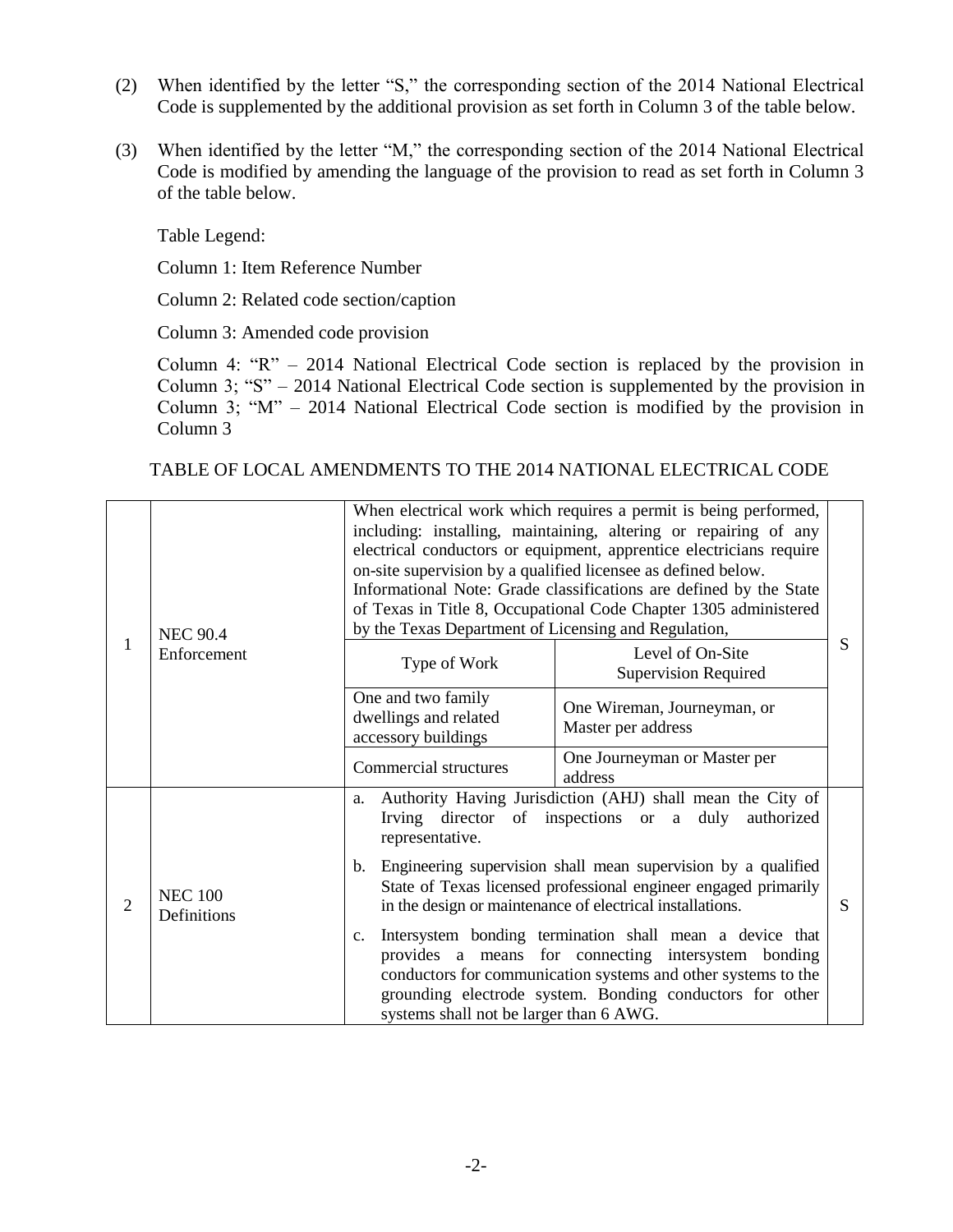(2) When identified by the letter "S," the corresponding section of the 2014 National Electrical Code is supplemented by the additional provision as set forth in Column 3 of the table below.

(3) When identified by the letter "M," the corresponding section of the 2014 National Electrical Code is modified by amending the language of the provision to read as set forth in Column 3 of the table below.

Table Legend:

Column 1: Item Reference Number

Column 2: Related code section/caption

Column 3: Amended code provision

Column 4: "R" – 2014 National Electrical Code section is replaced by the provision in Column 3; "S" – 2014 National Electrical Code section is supplemented by the provision in Column 3; "M" – 2014 National Electrical Code section is modified by the provision in Column 3

TABLE OF LOCAL AMENDMENTS TO THE 2014 NATIONAL ELECTRICAL CODE

| | | | |
|---|---|---|---|
| 1 | NEC 90.4 Enforcement | When electrical work which requires a permit is being performed, including: installing, maintaining, altering or repairing of any electrical conductors or equipment, apprentice electricians require on-site supervision by a qualified licensee as defined below.<br>Informational Note: Grade classifications are defined by the State of Texas in Title 8, Occupational Code Chapter 1305 administered by the Texas Department of Licensing and Regulation,<br><br>**Type of Work** — **Level of On-Site Supervision Required**<br>One and two family dwellings and related accessory buildings — One Wireman, Journeyman, or Master per address<br>Commercial structures — One Journeyman or Master per address | S |
| 2 | NEC 100 Definitions | a. Authority Having Jurisdiction (AHJ) shall mean the City of Irving director of inspections or a duly authorized representative.<br>b. Engineering supervision shall mean supervision by a qualified State of Texas licensed professional engineer engaged primarily in the design or maintenance of electrical installations.<br>c. Intersystem bonding termination shall mean a device that provides a means for connecting intersystem bonding conductors for communication systems and other systems to the grounding electrode system. Bonding conductors for other systems shall not be larger than 6 AWG. | S |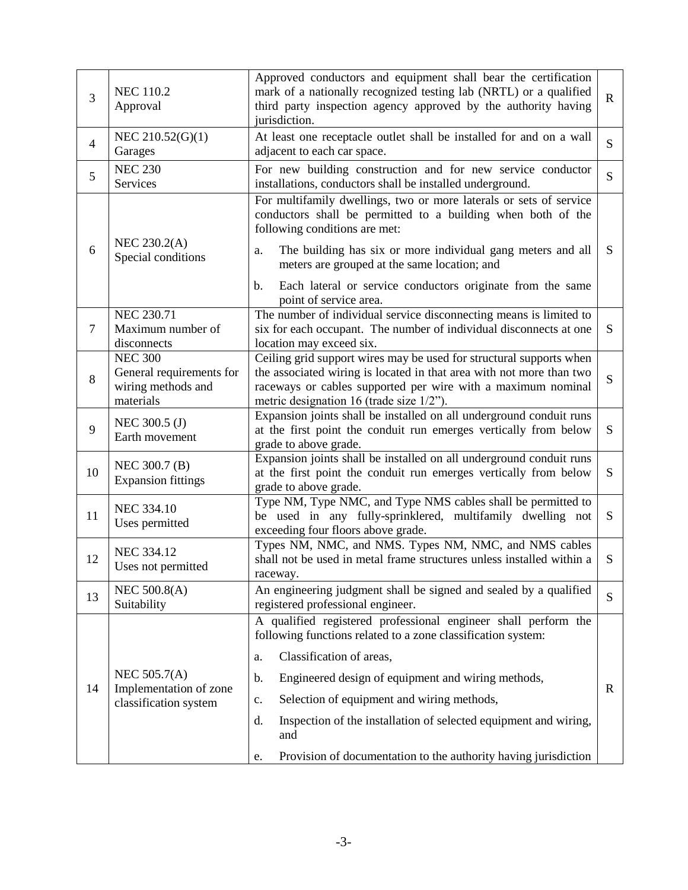| | | | |
|---|---|---|---|
| 3 | NEC 110.2<br>Approval | Approved conductors and equipment shall bear the certification mark of a nationally recognized testing lab (NRTL) or a qualified third party inspection agency approved by the authority having jurisdiction. | R |
| 4 | NEC 210.52(G)(1)<br>Garages | At least one receptacle outlet shall be installed for and on a wall adjacent to each car space. | S |
| 5 | NEC 230<br>Services | For new building construction and for new service conductor installations, conductors shall be installed underground. | S |
| 6 | NEC 230.2(A)<br>Special conditions | For multifamily dwellings, two or more laterals or sets of service conductors shall be permitted to a building when both of the following conditions are met:<br>a. The building has six or more individual gang meters and all meters are grouped at the same location; and<br>b. Each lateral or service conductors originate from the same point of service area. | S |
| 7 | NEC 230.71<br>Maximum number of disconnects | The number of individual service disconnecting means is limited to six for each occupant. The number of individual disconnects at one location may exceed six. | S |
| 8 | NEC 300<br>General requirements for wiring methods and materials | Ceiling grid support wires may be used for structural supports when the associated wiring is located in that area with not more than two raceways or cables supported per wire with a maximum nominal metric designation 16 (trade size 1/2"). | S |
| 9 | NEC 300.5 (J)<br>Earth movement | Expansion joints shall be installed on all underground conduit runs at the first point the conduit run emerges vertically from below grade to above grade. | S |
| 10 | NEC 300.7 (B)<br>Expansion fittings | Expansion joints shall be installed on all underground conduit runs at the first point the conduit run emerges vertically from below grade to above grade. | S |
| 11 | NEC 334.10<br>Uses permitted | Type NM, Type NMC, and Type NMS cables shall be permitted to be used in any fully-sprinklered, multifamily dwelling not exceeding four floors above grade. | S |
| 12 | NEC 334.12<br>Uses not permitted | Types NM, NMC, and NMS. Types NM, NMC, and NMS cables shall not be used in metal frame structures unless installed within a raceway. | S |
| 13 | NEC 500.8(A)<br>Suitability | An engineering judgment shall be signed and sealed by a qualified registered professional engineer. | S |
| 14 | NEC 505.7(A)<br>Implementation of zone classification system | A qualified registered professional engineer shall perform the following functions related to a zone classification system:<br>a. Classification of areas,<br>b. Engineered design of equipment and wiring methods,<br>c. Selection of equipment and wiring methods,<br>d. Inspection of the installation of selected equipment and wiring, and<br>e. Provision of documentation to the authority having jurisdiction | R |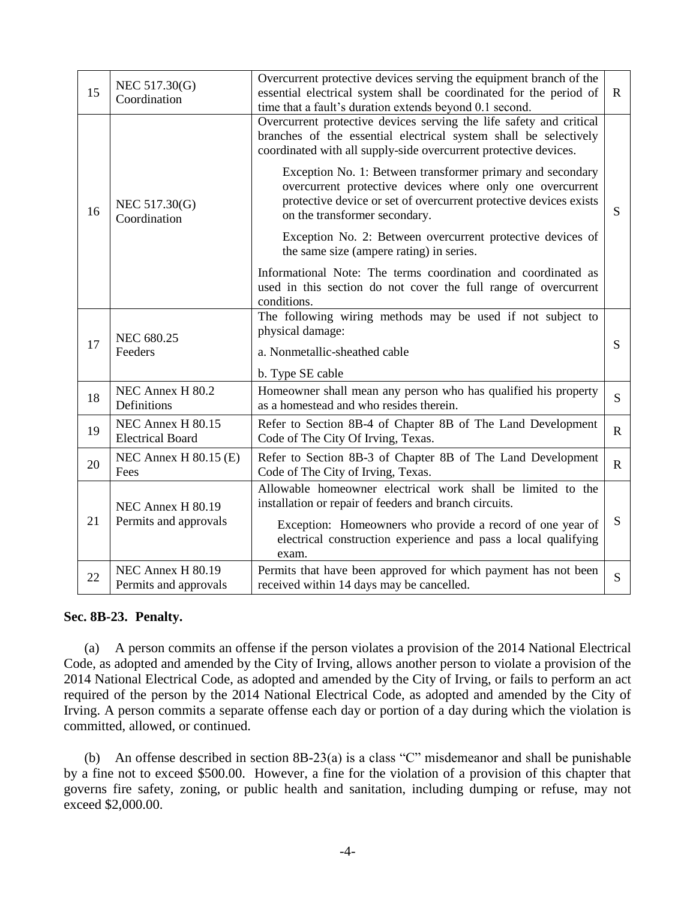| | | | |
|---|---|---|---|
| 15 | NEC 517.30(G) Coordination | Overcurrent protective devices serving the equipment branch of the essential electrical system shall be coordinated for the period of time that a fault's duration extends beyond 0.1 second. | R |
| 16 | NEC 517.30(G) Coordination | Overcurrent protective devices serving the life safety and critical branches of the essential electrical system shall be selectively coordinated with all supply-side overcurrent protective devices.<br><br>Exception No. 1: Between transformer primary and secondary overcurrent protective devices where only one overcurrent protective device or set of overcurrent protective devices exists on the transformer secondary.<br><br>Exception No. 2: Between overcurrent protective devices of the same size (ampere rating) in series.<br><br>Informational Note: The terms coordination and coordinated as used in this section do not cover the full range of overcurrent conditions. | S |
| 17 | NEC 680.25 Feeders | The following wiring methods may be used if not subject to physical damage:<br><br>a. Nonmetallic-sheathed cable<br><br>b. Type SE cable | S |
| 18 | NEC Annex H 80.2 Definitions | Homeowner shall mean any person who has qualified his property as a homestead and who resides therein. | S |
| 19 | NEC Annex H 80.15 Electrical Board | Refer to Section 8B-4 of Chapter 8B of The Land Development Code of The City Of Irving, Texas. | R |
| 20 | NEC Annex H 80.15 (E) Fees | Refer to Section 8B-3 of Chapter 8B of The Land Development Code of The City of Irving, Texas. | R |
| 21 | NEC Annex H 80.19 Permits and approvals | Allowable homeowner electrical work shall be limited to the installation or repair of feeders and branch circuits.<br><br>Exception: Homeowners who provide a record of one year of electrical construction experience and pass a local qualifying exam. | S |
| 22 | NEC Annex H 80.19 Permits and approvals | Permits that have been approved for which payment has not been received within 14 days may be cancelled. | S |

**Sec. 8B-23. Penalty.**

(a) A person commits an offense if the person violates a provision of the 2014 National Electrical Code, as adopted and amended by the City of Irving, allows another person to violate a provision of the 2014 National Electrical Code, as adopted and amended by the City of Irving, or fails to perform an act required of the person by the 2014 National Electrical Code, as adopted and amended by the City of Irving. A person commits a separate offense each day or portion of a day during which the violation is committed, allowed, or continued.

(b) An offense described in section 8B-23(a) is a class "C" misdemeanor and shall be punishable by a fine not to exceed $500.00. However, a fine for the violation of a provision of this chapter that governs fire safety, zoning, or public health and sanitation, including dumping or refuse, may not exceed $2,000.00.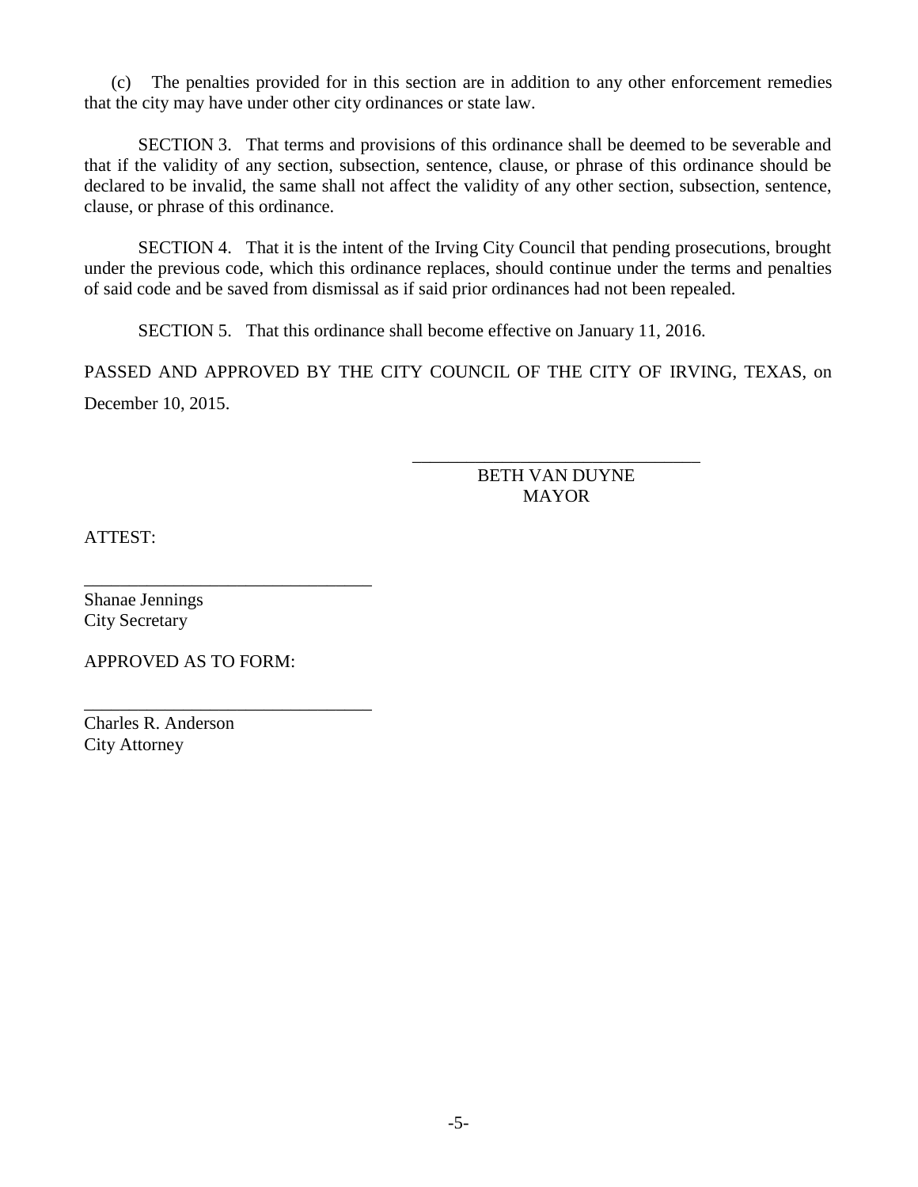(c) The penalties provided for in this section are in addition to any other enforcement remedies that the city may have under other city ordinances or state law.

SECTION 3. That terms and provisions of this ordinance shall be deemed to be severable and that if the validity of any section, subsection, sentence, clause, or phrase of this ordinance should be declared to be invalid, the same shall not affect the validity of any other section, subsection, sentence, clause, or phrase of this ordinance.

SECTION 4. That it is the intent of the Irving City Council that pending prosecutions, brought under the previous code, which this ordinance replaces, should continue under the terms and penalties of said code and be saved from dismissal as if said prior ordinances had not been repealed.

SECTION 5. That this ordinance shall become effective on January 11, 2016.

PASSED AND APPROVED BY THE CITY COUNCIL OF THE CITY OF IRVING, TEXAS, on December 10, 2015.

________________________________
BETH VAN DUYNE
MAYOR

ATTEST:

________________________________
Shanae Jennings
City Secretary

APPROVED AS TO FORM:

________________________________
Charles R. Anderson
City Attorney